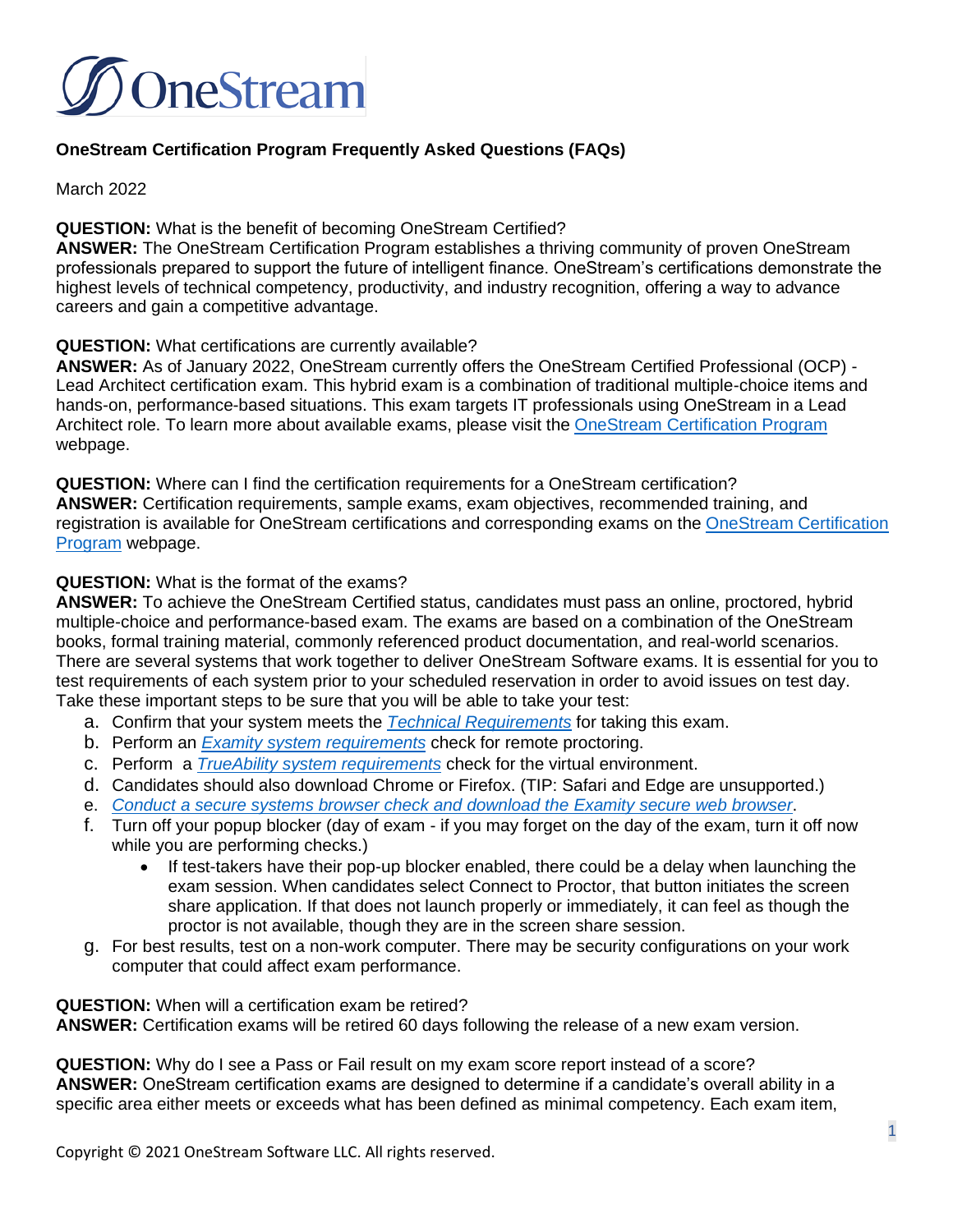OneStream

**OneStream Certification Program Frequently Asked Questions (FAQs)**

March 2022

**QUESTION:** What is the benefit of becoming OneStream Certified?
**ANSWER:** The OneStream Certification Program establishes a thriving community of proven OneStream professionals prepared to support the future of intelligent finance. OneStream's certifications demonstrate the highest levels of technical competency, productivity, and industry recognition, offering a way to advance careers and gain a competitive advantage.

**QUESTION:** What certifications are currently available?
**ANSWER:** As of January 2022, OneStream currently offers the OneStream Certified Professional (OCP) - Lead Architect certification exam. This hybrid exam is a combination of traditional multiple-choice items and hands-on, performance-based situations. This exam targets IT professionals using OneStream in a Lead Architect role. To learn more about available exams, please visit the [OneStream Certification Program] webpage.

**QUESTION:** Where can I find the certification requirements for a OneStream certification?
**ANSWER:** Certification requirements, sample exams, exam objectives, recommended training, and registration is available for OneStream certifications and corresponding exams on the [OneStream Certification Program] webpage.

**QUESTION:** What is the format of the exams?
**ANSWER:** To achieve the OneStream Certified status, candidates must pass an online, proctored, hybrid multiple-choice and performance-based exam. The exams are based on a combination of the OneStream books, formal training material, commonly referenced product documentation, and real-world scenarios. There are several systems that work together to deliver OneStream Software exams. It is essential for you to test requirements of each system prior to your scheduled reservation in order to avoid issues on test day. Take these important steps to be sure that you will be able to take your test:

a. Confirm that your system meets the *Technical Requirements* for taking this exam.
b. Perform an *Examity system requirements* check for remote proctoring.
c. Perform a *TrueAbility system requirements* check for the virtual environment.
d. Candidates should also download Chrome or Firefox. (TIP: Safari and Edge are unsupported.)
e. *Conduct a secure systems browser check and download the Examity secure web browser*.
f. Turn off your popup blocker (day of exam - if you may forget on the day of the exam, turn it off now while you are performing checks.)
   - If test-takers have their pop-up blocker enabled, there could be a delay when launching the exam session. When candidates select Connect to Proctor, that button initiates the screen share application. If that does not launch properly or immediately, it can feel as though the proctor is not available, though they are in the screen share session.
g. For best results, test on a non-work computer. There may be security configurations on your work computer that could affect exam performance.

**QUESTION:** When will a certification exam be retired?
**ANSWER:** Certification exams will be retired 60 days following the release of a new exam version.

**QUESTION:** Why do I see a Pass or Fail result on my exam score report instead of a score?
**ANSWER:** OneStream certification exams are designed to determine if a candidate's overall ability in a specific area either meets or exceeds what has been defined as minimal competency. Each exam item,

Copyright © 2021 OneStream Software LLC. All rights reserved.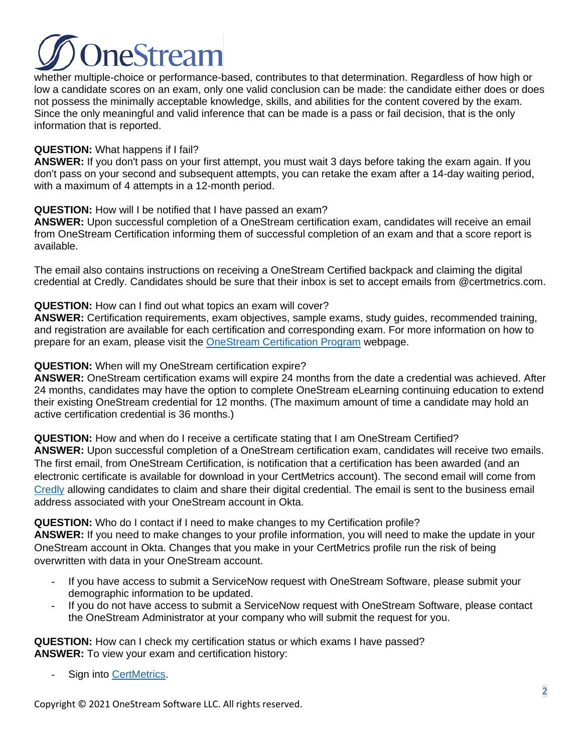whether multiple-choice or performance-based, contributes to that determination. Regardless of how high or low a candidate scores on an exam, only one valid conclusion can be made: the candidate either does or does not possess the minimally acceptable knowledge, skills, and abilities for the content covered by the exam. Since the only meaningful and valid inference that can be made is a pass or fail decision, that is the only information that is reported.

**QUESTION:** What happens if I fail?
**ANSWER:** If you don't pass on your first attempt, you must wait 3 days before taking the exam again. If you don't pass on your second and subsequent attempts, you can retake the exam after a 14-day waiting period, with a maximum of 4 attempts in a 12-month period.

**QUESTION:** How will I be notified that I have passed an exam?
**ANSWER:** Upon successful completion of a OneStream certification exam, candidates will receive an email from OneStream Certification informing them of successful completion of an exam and that a score report is available.

The email also contains instructions on receiving a OneStream Certified backpack and claiming the digital credential at Credly. Candidates should be sure that their inbox is set to accept emails from @certmetrics.com.

**QUESTION:** How can I find out what topics an exam will cover?
**ANSWER:** Certification requirements, exam objectives, sample exams, study guides, recommended training, and registration are available for each certification and corresponding exam. For more information on how to prepare for an exam, please visit the OneStream Certification Program webpage.

**QUESTION:** When will my OneStream certification expire?
**ANSWER:** OneStream certification exams will expire 24 months from the date a credential was achieved. After 24 months, candidates may have the option to complete OneStream eLearning continuing education to extend their existing OneStream credential for 12 months. (The maximum amount of time a candidate may hold an active certification credential is 36 months.)

**QUESTION:** How and when do I receive a certificate stating that I am OneStream Certified?
**ANSWER:** Upon successful completion of a OneStream certification exam, candidates will receive two emails. The first email, from OneStream Certification, is notification that a certification has been awarded (and an electronic certificate is available for download in your CertMetrics account). The second email will come from Credly allowing candidates to claim and share their digital credential. The email is sent to the business email address associated with your OneStream account in Okta.

**QUESTION:** Who do I contact if I need to make changes to my Certification profile?
**ANSWER:** If you need to make changes to your profile information, you will need to make the update in your OneStream account in Okta. Changes that you make in your CertMetrics profile run the risk of being overwritten with data in your OneStream account.

- If you have access to submit a ServiceNow request with OneStream Software, please submit your demographic information to be updated.
- If you do not have access to submit a ServiceNow request with OneStream Software, please contact the OneStream Administrator at your company who will submit the request for you.

**QUESTION:** How can I check my certification status or which exams I have passed?
**ANSWER:** To view your exam and certification history:

- Sign into CertMetrics.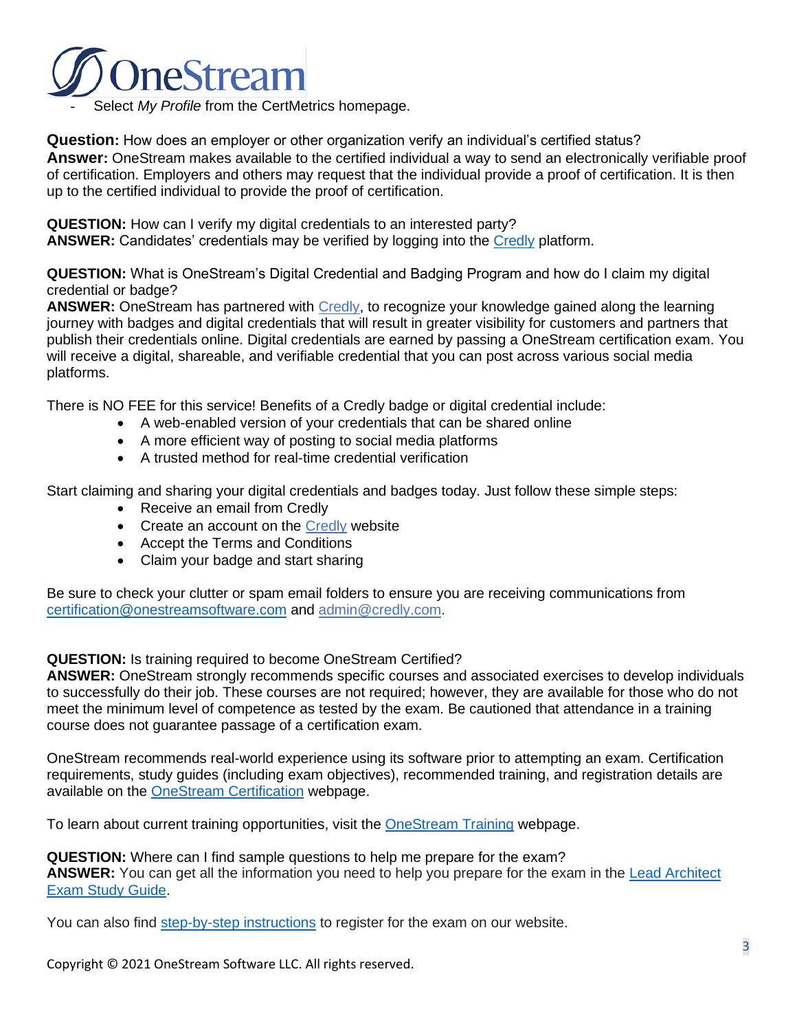- Select *My Profile* from the CertMetrics homepage.

**Question:** How does an employer or other organization verify an individual's certified status?
**Answer:** OneStream makes available to the certified individual a way to send an electronically verifiable proof of certification. Employers and others may request that the individual provide a proof of certification. It is then up to the certified individual to provide the proof of certification.

**QUESTION:** How can I verify my digital credentials to an interested party?
**ANSWER:** Candidates' credentials may be verified by logging into the Credly platform.

**QUESTION:** What is OneStream's Digital Credential and Badging Program and how do I claim my digital credential or badge?
**ANSWER:** OneStream has partnered with Credly, to recognize your knowledge gained along the learning journey with badges and digital credentials that will result in greater visibility for customers and partners that publish their credentials online. Digital credentials are earned by passing a OneStream certification exam. You will receive a digital, shareable, and verifiable credential that you can post across various social media platforms.

There is NO FEE for this service! Benefits of a Credly badge or digital credential include:

- A web-enabled version of your credentials that can be shared online
- A more efficient way of posting to social media platforms
- A trusted method for real-time credential verification

Start claiming and sharing your digital credentials and badges today. Just follow these simple steps:

- Receive an email from Credly
- Create an account on the Credly website
- Accept the Terms and Conditions
- Claim your badge and start sharing

Be sure to check your clutter or spam email folders to ensure you are receiving communications from certification@onestreamsoftware.com and admin@credly.com.

**QUESTION:** Is training required to become OneStream Certified?
**ANSWER:** OneStream strongly recommends specific courses and associated exercises to develop individuals to successfully do their job. These courses are not required; however, they are available for those who do not meet the minimum level of competence as tested by the exam. Be cautioned that attendance in a training course does not guarantee passage of a certification exam.

OneStream recommends real-world experience using its software prior to attempting an exam. Certification requirements, study guides (including exam objectives), recommended training, and registration details are available on the OneStream Certification webpage.

To learn about current training opportunities, visit the OneStream Training webpage.

**QUESTION:** Where can I find sample questions to help me prepare for the exam?
**ANSWER:** You can get all the information you need to help you prepare for the exam in the Lead Architect Exam Study Guide.

You can also find step-by-step instructions to register for the exam on our website.

Copyright © 2021 OneStream Software LLC. All rights reserved.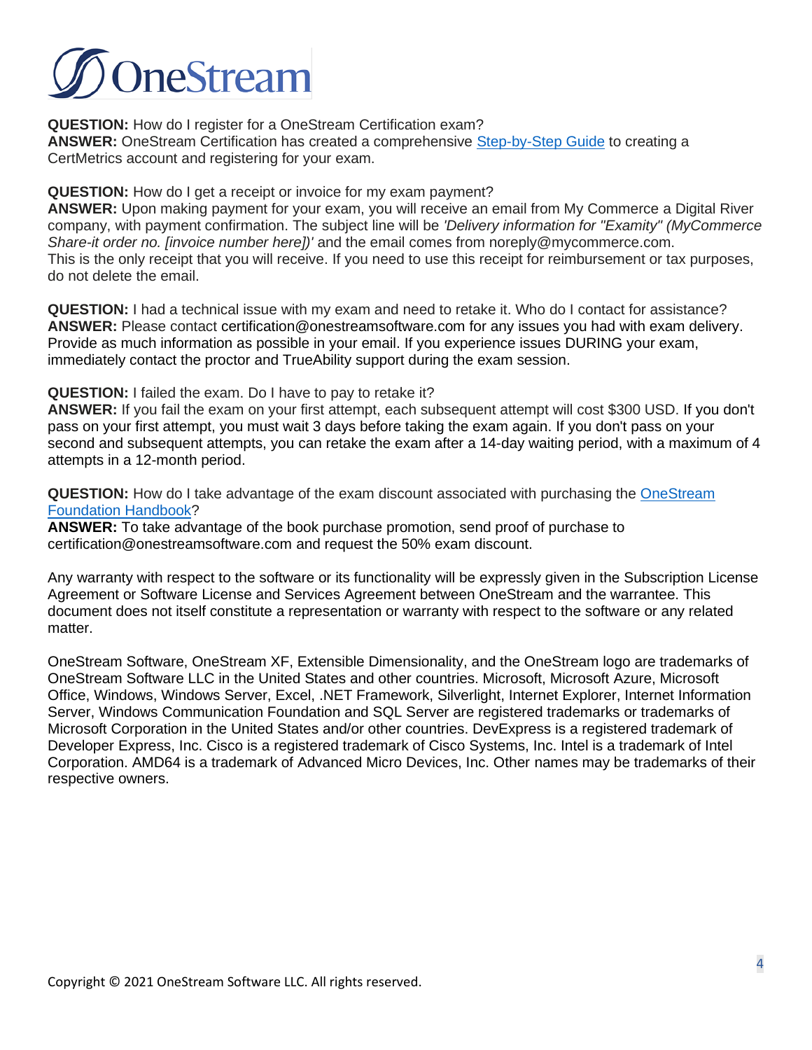**QUESTION:** How do I register for a OneStream Certification exam?
**ANSWER:** OneStream Certification has created a comprehensive Step-by-Step Guide to creating a CertMetrics account and registering for your exam.

**QUESTION:** How do I get a receipt or invoice for my exam payment?
**ANSWER:** Upon making payment for your exam, you will receive an email from My Commerce a Digital River company, with payment confirmation. The subject line will be *'Delivery information for "Examity" (MyCommerce Share-it order no. [invoice number here])'* and the email comes from noreply@mycommerce.com. This is the only receipt that you will receive. If you need to use this receipt for reimbursement or tax purposes, do not delete the email.

**QUESTION:** I had a technical issue with my exam and need to retake it. Who do I contact for assistance?
**ANSWER:** Please contact certification@onestreamsoftware.com for any issues you had with exam delivery. Provide as much information as possible in your email. If you experience issues DURING your exam, immediately contact the proctor and TrueAbility support during the exam session.

**QUESTION:** I failed the exam. Do I have to pay to retake it?
**ANSWER:** If you fail the exam on your first attempt, each subsequent attempt will cost $300 USD. If you don't pass on your first attempt, you must wait 3 days before taking the exam again. If you don't pass on your second and subsequent attempts, you can retake the exam after a 14-day waiting period, with a maximum of 4 attempts in a 12-month period.

**QUESTION:** How do I take advantage of the exam discount associated with purchasing the OneStream Foundation Handbook?
**ANSWER:** To take advantage of the book purchase promotion, send proof of purchase to certification@onestreamsoftware.com and request the 50% exam discount.

Any warranty with respect to the software or its functionality will be expressly given in the Subscription License Agreement or Software License and Services Agreement between OneStream and the warrantee. This document does not itself constitute a representation or warranty with respect to the software or any related matter.

OneStream Software, OneStream XF, Extensible Dimensionality, and the OneStream logo are trademarks of OneStream Software LLC in the United States and other countries. Microsoft, Microsoft Azure, Microsoft Office, Windows, Windows Server, Excel, .NET Framework, Silverlight, Internet Explorer, Internet Information Server, Windows Communication Foundation and SQL Server are registered trademarks or trademarks of Microsoft Corporation in the United States and/or other countries. DevExpress is a registered trademark of Developer Express, Inc. Cisco is a registered trademark of Cisco Systems, Inc. Intel is a trademark of Intel Corporation. AMD64 is a trademark of Advanced Micro Devices, Inc. Other names may be trademarks of their respective owners.